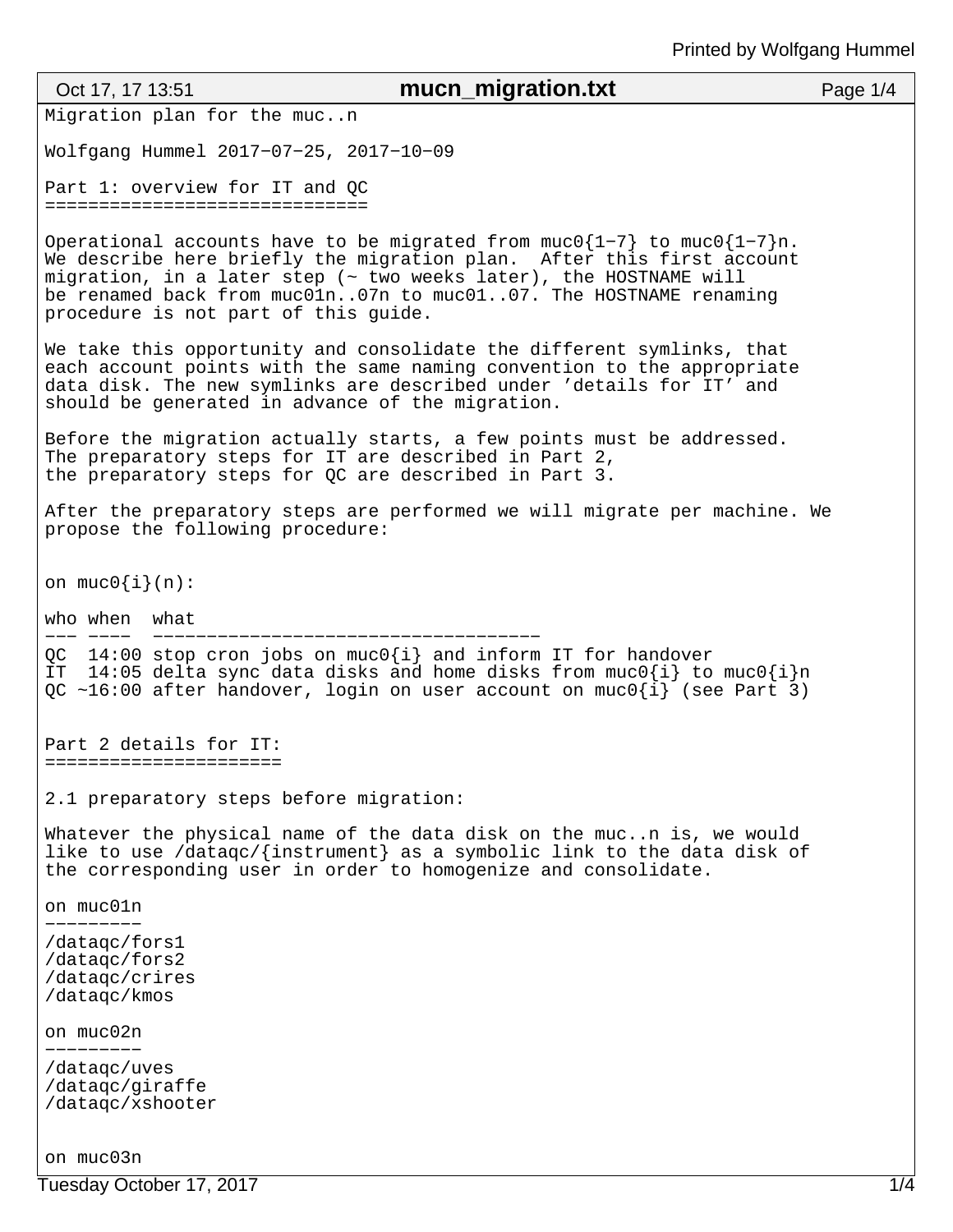Migration plan for the muc..n

Wolfgang Hummel 2017-07-25, 2017-10-09

## Part 1: overview for IT and QC

Operational accounts have to be migrated from muc0{1-7} to muc0{1-7}n. We describe here briefly the migration plan. After this first account migration, in a later step (~ two weeks later), the HOSTNAME will be renamed back from muc01n..07n to muc01..07. The HOSTNAME renaming procedure is not part of this guide.

We take this opportunity and consolidate the different symlinks, that each account points with the same naming convention to the appropriate data disk. The new symlinks are described under 'details for IT' and should be generated in advance of the migration.

Before the migration actually starts, a few points must be addressed. The preparatory steps for IT are described in Part 2, the preparatory steps for QC are described in Part 3.

After the preparatory steps are performed we will migrate per machine. We propose the following procedure:

on muc0{i}(n):

| who | when | what |
| --- | --- | --- |
| QC | 14:00 | stop cron jobs on muc0{i} and inform IT for handover |
| IT | 14:05 | delta sync data disks and home disks from muc0{i} to muc0{i}n |
| QC | ~16:00 | after handover, login on user account on muc0{i} (see Part 3) |

## Part 2 details for IT:

2.1 preparatory steps before migration:

Whatever the physical name of the data disk on the muc..n is, we would like to use /dataqc/{instrument} as a symbolic link to the data disk of the corresponding user in order to homogenize and consolidate.

on muc01n

```
/dataqc/fors1
/dataqc/fors2
/dataqc/crires
/dataqc/kmos
```

on muc02n

```
/dataqc/uves
/dataqc/giraffe
/dataqc/xshooter
```

on muc03n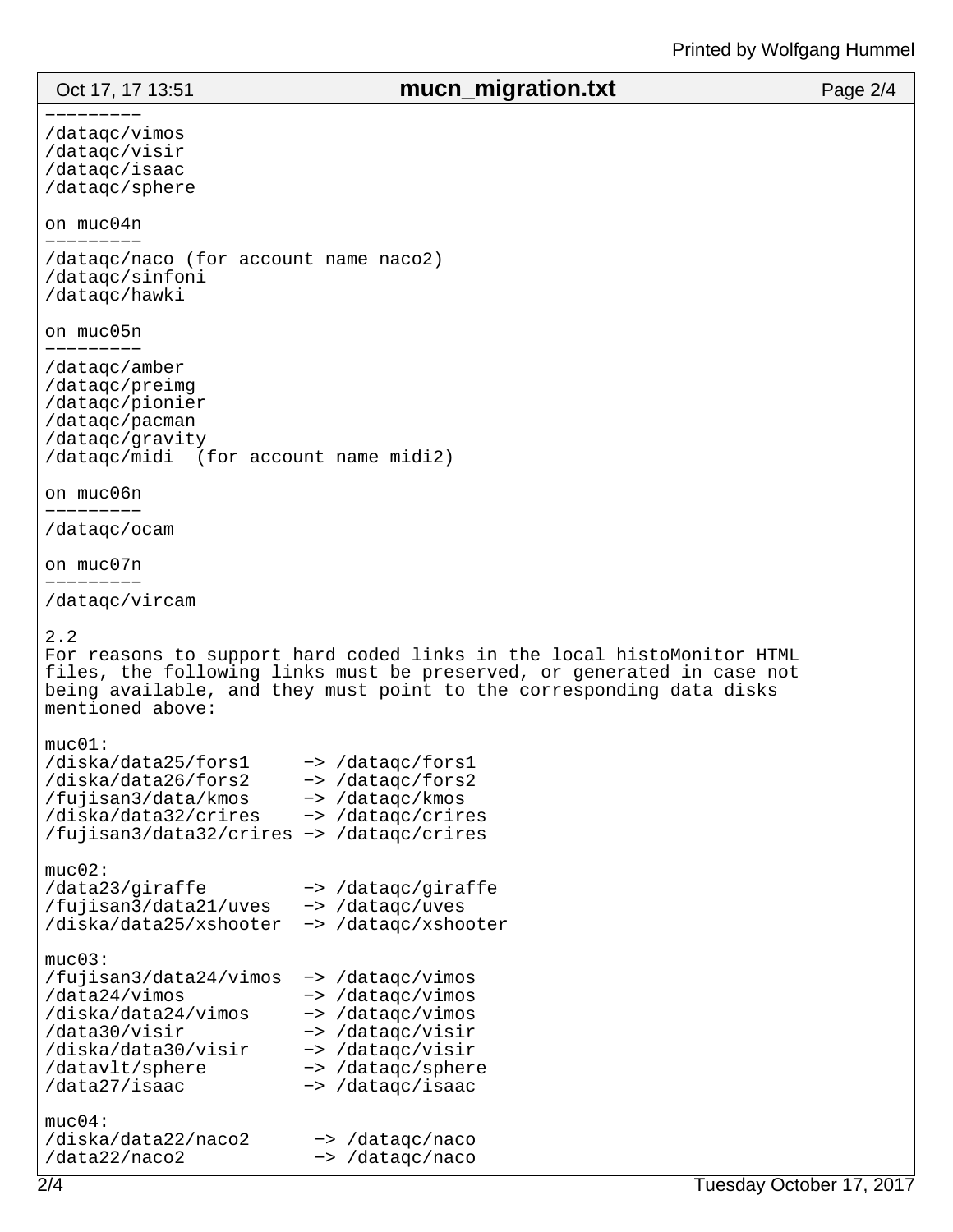```
---------
/dataqc/vimos
/dataqc/visir
/dataqc/isaac
/dataqc/sphere

on muc04n
---------
/dataqc/naco (for account name naco2)
/dataqc/sinfoni
/dataqc/hawki

on muc05n
---------
/dataqc/amber
/dataqc/preimg
/dataqc/pionier
/dataqc/pacman
/dataqc/gravity
/dataqc/midi  (for account name midi2)

on muc06n
---------
/dataqc/ocam

on muc07n
---------
/dataqc/vircam

2.2
For reasons to support hard coded links in the local histoMonitor HTML
files, the following links must be preserved, or generated in case not
being available, and they must point to the corresponding data disks
mentioned above:

muc01:
/diska/data25/fors1     -> /dataqc/fors1
/diska/data26/fors2     -> /dataqc/fors2
/fujisan3/data/kmos     -> /dataqc/kmos
/diska/data32/crires    -> /dataqc/crires
/fujisan3/data32/crires -> /dataqc/crires

muc02:
/data23/giraffe         -> /dataqc/giraffe
/fujisan3/data21/uves   -> /dataqc/uves
/diska/data25/xshooter  -> /dataqc/xshooter

muc03:
/fujisan3/data24/vimos  -> /dataqc/vimos
/data24/vimos           -> /dataqc/vimos
/diska/data24/vimos     -> /dataqc/vimos
/data30/visir           -> /dataqc/visir
/diska/data30/visir     -> /dataqc/visir
/datavlt/sphere         -> /dataqc/sphere
/data27/isaac           -> /dataqc/isaac

muc04:
/diska/data22/naco2      -> /dataqc/naco
/data22/naco2            -> /dataqc/naco
```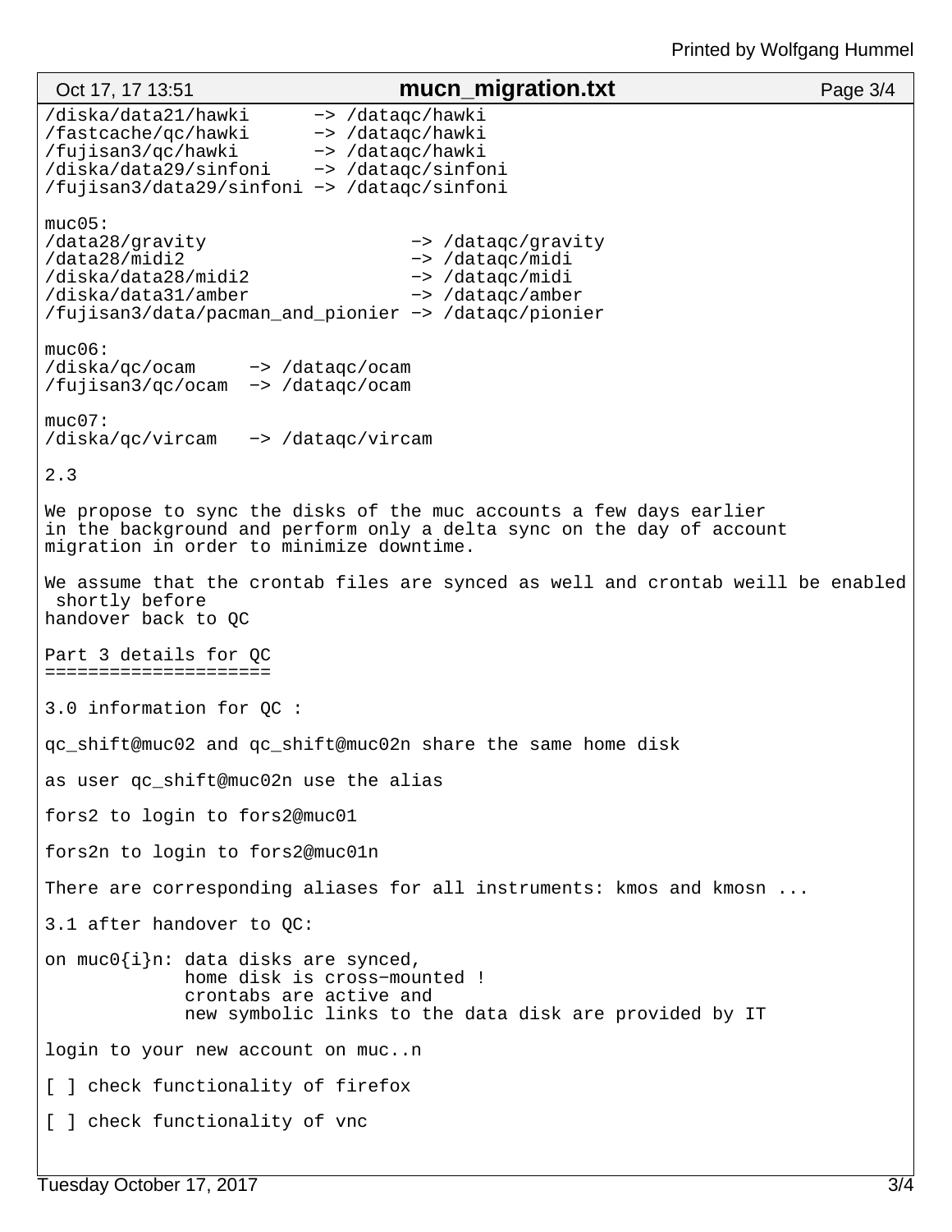```
/diska/data21/hawki      -> /dataqc/hawki
/fastcache/qc/hawki      -> /dataqc/hawki
/fujisan3/qc/hawki       -> /dataqc/hawki
/diska/data29/sinfoni    -> /dataqc/sinfoni
/fujisan3/data29/sinfoni -> /dataqc/sinfoni

muc05:
/data28/gravity                  -> /dataqc/gravity
/data28/midi2                    -> /dataqc/midi
/diska/data28/midi2              -> /dataqc/midi
/diska/data31/amber              -> /dataqc/amber
/fujisan3/data/pacman_and_pionier -> /dataqc/pionier

muc06:
/diska/qc/ocam     -> /dataqc/ocam
/fujisan3/qc/ocam  -> /dataqc/ocam

muc07:
/diska/qc/vircam   -> /dataqc/vircam
```

2.3

We propose to sync the disks of the muc accounts a few days earlier in the background and perform only a delta sync on the day of account migration in order to minimize downtime.

We assume that the crontab files are synced as well and crontab weill be enabled shortly before handover back to QC

## Part 3 details for QC

3.0 information for QC :

qc_shift@muc02 and qc_shift@muc02n share the same home disk

as user qc_shift@muc02n use the alias

fors2 to login to fors2@muc01

fors2n to login to fors2@muc01n

There are corresponding aliases for all instruments: kmos and kmosn ...

3.1 after handover to QC:

```
on muc0{i}n: data disks are synced,
             home disk is cross-mounted !
             crontabs are active and
             new symbolic links to the data disk are provided by IT
```

login to your new account on muc..n

[ ] check functionality of firefox

[ ] check functionality of vnc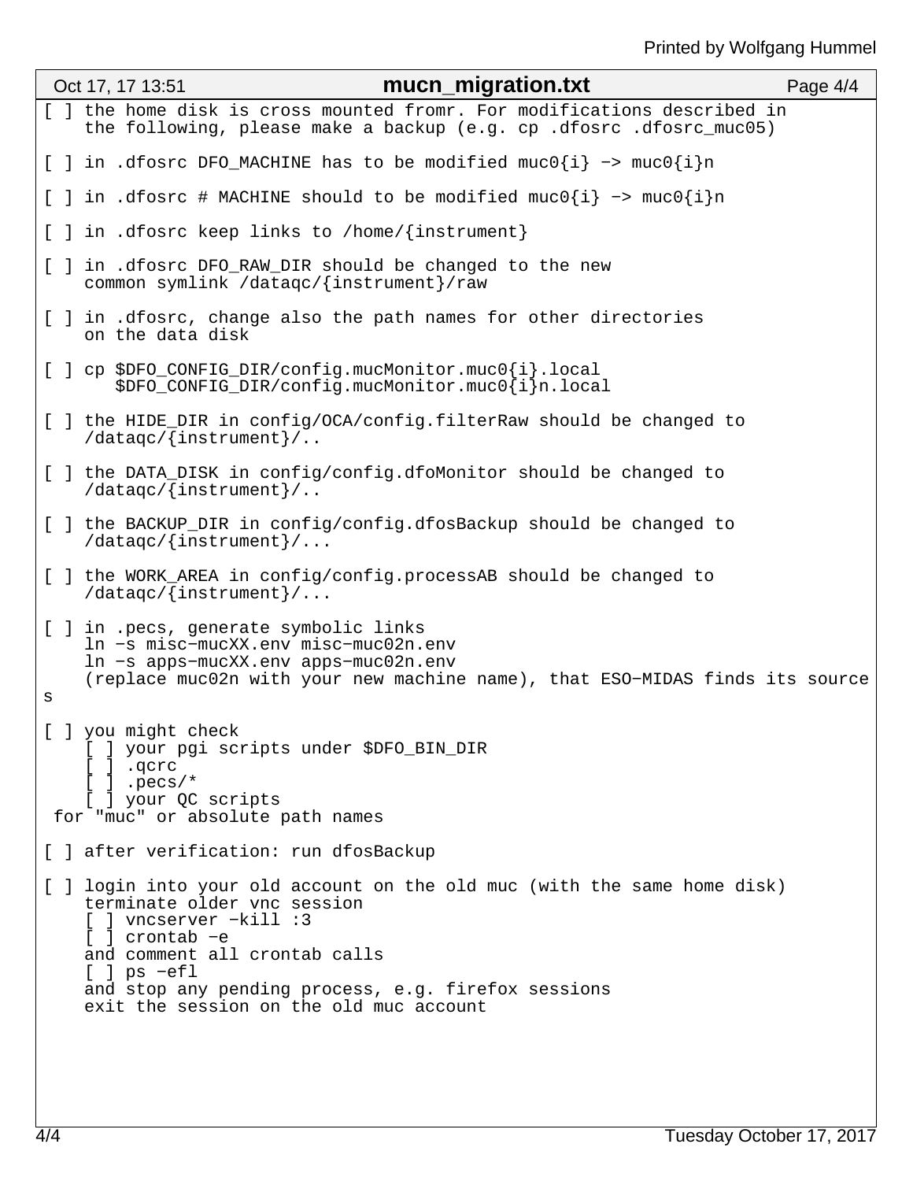```
[ ] the home disk is cross mounted fromr. For modifications described in
    the following, please make a backup (e.g. cp .dfosrc .dfosrc_muc05)

[ ] in .dfosrc DFO_MACHINE has to be modified muc0{i} -> muc0{i}n

[ ] in .dfosrc # MACHINE should to be modified muc0{i} -> muc0{i}n

[ ] in .dfosrc keep links to /home/{instrument}

[ ] in .dfosrc DFO_RAW_DIR should be changed to the new
    common symlink /dataqc/{instrument}/raw

[ ] in .dfosrc, change also the path names for other directories
    on the data disk

[ ] cp $DFO_CONFIG_DIR/config.mucMonitor.muc0{i}.local
       $DFO_CONFIG_DIR/config.mucMonitor.muc0{i}n.local

[ ] the HIDE_DIR in config/OCA/config.filterRaw should be changed to
    /dataqc/{instrument}/..

[ ] the DATA_DISK in config/config.dfoMonitor should be changed to
    /dataqc/{instrument}/..

[ ] the BACKUP_DIR in config/config.dfosBackup should be changed to
    /dataqc/{instrument}/...

[ ] the WORK_AREA in config/config.processAB should be changed to
    /dataqc/{instrument}/...

[ ] in .pecs, generate symbolic links
    ln -s misc-mucXX.env misc-muc02n.env
    ln -s apps-mucXX.env apps-muc02n.env
    (replace muc02n with your new machine name), that ESO-MIDAS finds its source
s

[ ] you might check
    [ ] your pgi scripts under $DFO_BIN_DIR
    [ ] .qcrc
    [ ] .pecs/*
    [ ] your QC scripts
 for "muc" or absolute path names

[ ] after verification: run dfosBackup

[ ] login into your old account on the old muc (with the same home disk)
    terminate older vnc session
    [ ] vncserver -kill :3
    [ ] crontab -e
    and comment all crontab calls
    [ ] ps -efl
    and stop any pending process, e.g. firefox sessions
    exit the session on the old muc account
```